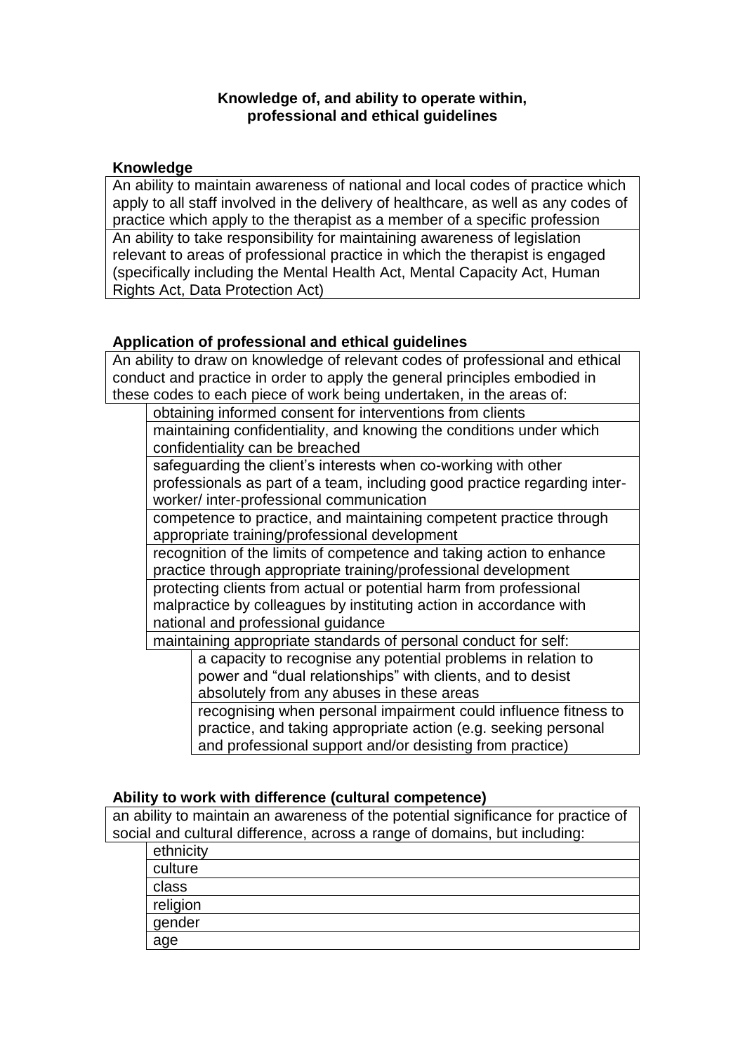# Knowledge of, and ability to operate within, professional and ethical guidelines

## Knowledge

- An ability to maintain awareness of national and local codes of practice which apply to all staff involved in the delivery of healthcare, as well as any codes of practice which apply to the therapist as a member of a specific profession
- An ability to take responsibility for maintaining awareness of legislation relevant to areas of professional practice in which the therapist is engaged (specifically including the Mental Health Act, Mental Capacity Act, Human Rights Act, Data Protection Act)

## Application of professional and ethical guidelines

An ability to draw on knowledge of relevant codes of professional and ethical conduct and practice in order to apply the general principles embodied in these codes to each piece of work being undertaken, in the areas of:

- obtaining informed consent for interventions from clients
- maintaining confidentiality, and knowing the conditions under which confidentiality can be breached
- safeguarding the client's interests when co-working with other professionals as part of a team, including good practice regarding inter-worker/ inter-professional communication
- competence to practice, and maintaining competent practice through appropriate training/professional development
- recognition of the limits of competence and taking action to enhance practice through appropriate training/professional development
- protecting clients from actual or potential harm from professional malpractice by colleagues by instituting action in accordance with national and professional guidance
- maintaining appropriate standards of personal conduct for self:
  - a capacity to recognise any potential problems in relation to power and "dual relationships" with clients, and to desist absolutely from any abuses in these areas
  - recognising when personal impairment could influence fitness to practice, and taking appropriate action (e.g. seeking personal and professional support and/or desisting from practice)

## Ability to work with difference (cultural competence)

an ability to maintain an awareness of the potential significance for practice of social and cultural difference, across a range of domains, but including:

- ethnicity
- culture
- class
- religion
- gender
- age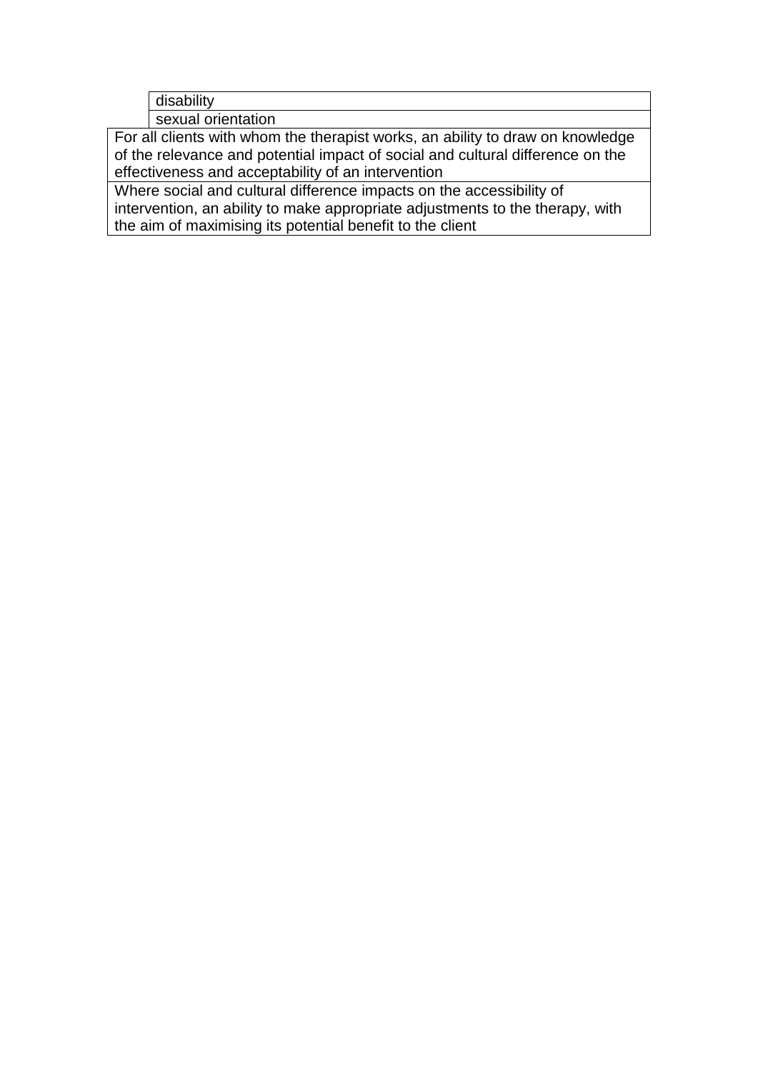| | |
|---|---|
| | disability |
| | sexual orientation |
| For all clients with whom the therapist works, an ability to draw on knowledge of the relevance and potential impact of social and cultural difference on the effectiveness and acceptability of an intervention | |
| Where social and cultural difference impacts on the accessibility of intervention, an ability to make appropriate adjustments to the therapy, with the aim of maximising its potential benefit to the client | |